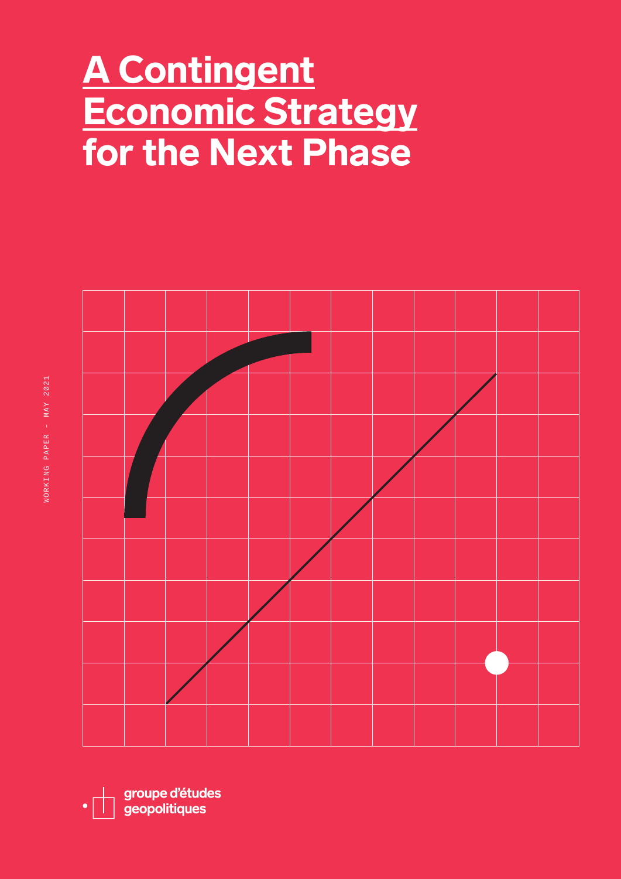# A Contingent Economic Strategy for the Next Phase

WORKING PAPER - MAY 2021

groupe d'études geopolitiques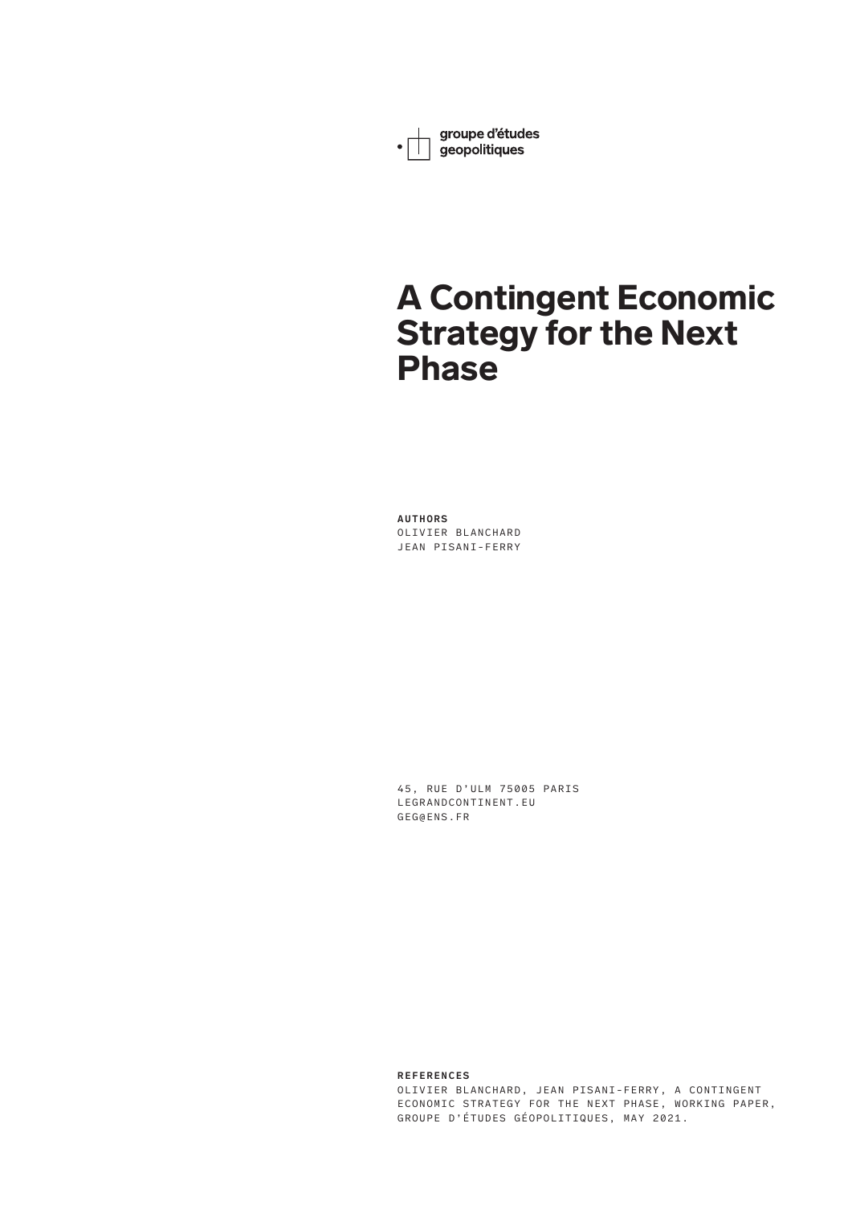groupe d'études géopolitiques

# A Contingent Economic Strategy for the Next Phase

**AUTHORS**
OLIVIER BLANCHARD
JEAN PISANI-FERRY

45, RUE D'ULM 75005 PARIS
LEGRANDCONTINENT.EU
GEG@ENS.FR

**REFERENCES**
OLIVIER BLANCHARD, JEAN PISANI-FERRY, A CONTINGENT ECONOMIC STRATEGY FOR THE NEXT PHASE, WORKING PAPER, GROUPE D'ÉTUDES GÉOPOLITIQUES, MAY 2021.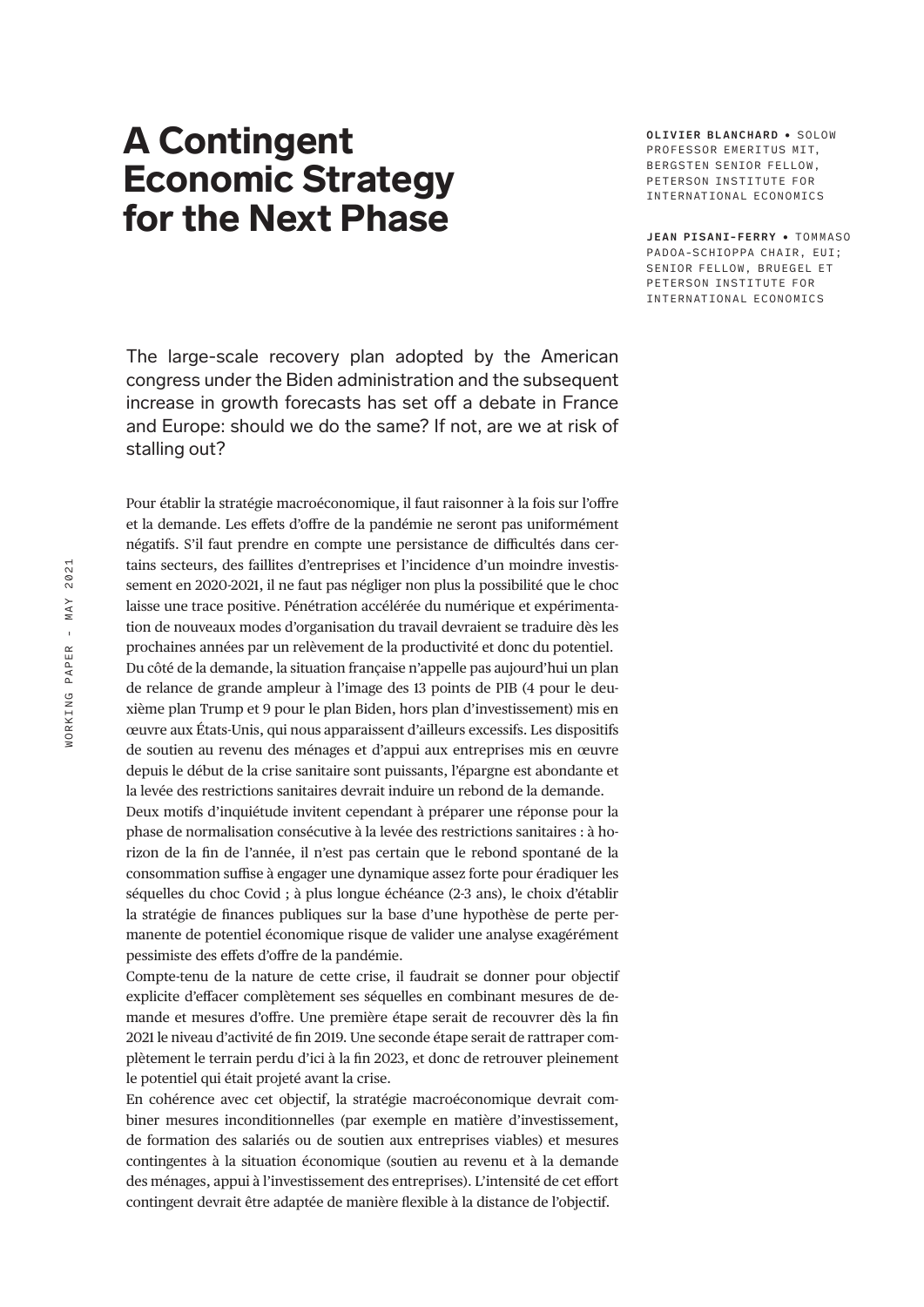# A Contingent Economic Strategy for the Next Phase

**OLIVIER BLANCHARD** • SOLOW PROFESSOR EMERITUS MIT, BERGSTEN SENIOR FELLOW, PETERSON INSTITUTE FOR INTERNATIONAL ECONOMICS

**JEAN PISANI-FERRY** • TOMMASO PADOA-SCHIOPPA CHAIR, EUI; SENIOR FELLOW, BRUEGEL ET PETERSON INSTITUTE FOR INTERNATIONAL ECONOMICS

The large-scale recovery plan adopted by the American congress under the Biden administration and the subsequent increase in growth forecasts has set off a debate in France and Europe: should we do the same? If not, are we at risk of stalling out?

Pour établir la stratégie macroéconomique, il faut raisonner à la fois sur l'offre et la demande. Les effets d'offre de la pandémie ne seront pas uniformément négatifs. S'il faut prendre en compte une persistance de difficultés dans certains secteurs, des faillites d'entreprises et l'incidence d'un moindre investissement en 2020-2021, il ne faut pas négliger non plus la possibilité que le choc laisse une trace positive. Pénétration accélérée du numérique et expérimentation de nouveaux modes d'organisation du travail devraient se traduire dès les prochaines années par un relèvement de la productivité et donc du potentiel.

Du côté de la demande, la situation française n'appelle pas aujourd'hui un plan de relance de grande ampleur à l'image des 13 points de PIB (4 pour le deuxième plan Trump et 9 pour le plan Biden, hors plan d'investissement) mis en œuvre aux États-Unis, qui nous apparaissent d'ailleurs excessifs. Les dispositifs de soutien au revenu des ménages et d'appui aux entreprises mis en œuvre depuis le début de la crise sanitaire sont puissants, l'épargne est abondante et la levée des restrictions sanitaires devrait induire un rebond de la demande.

Deux motifs d'inquiétude invitent cependant à préparer une réponse pour la phase de normalisation consécutive à la levée des restrictions sanitaires : à horizon de la fin de l'année, il n'est pas certain que le rebond spontané de la consommation suffise à engager une dynamique assez forte pour éradiquer les séquelles du choc Covid ; à plus longue échéance (2-3 ans), le choix d'établir la stratégie de finances publiques sur la base d'une hypothèse de perte permanente de potentiel économique risque de valider une analyse exagérément pessimiste des effets d'offre de la pandémie.

Compte-tenu de la nature de cette crise, il faudrait se donner pour objectif explicite d'effacer complètement ses séquelles en combinant mesures de demande et mesures d'offre. Une première étape serait de recouvrer dès la fin 2021 le niveau d'activité de fin 2019. Une seconde étape serait de rattraper complètement le terrain perdu d'ici à la fin 2023, et donc de retrouver pleinement le potentiel qui était projeté avant la crise.

En cohérence avec cet objectif, la stratégie macroéconomique devrait combiner mesures inconditionnelles (par exemple en matière d'investissement, de formation des salariés ou de soutien aux entreprises viables) et mesures contingentes à la situation économique (soutien au revenu et à la demande des ménages, appui à l'investissement des entreprises). L'intensité de cet effort contingent devrait être adaptée de manière flexible à la distance de l'objectif.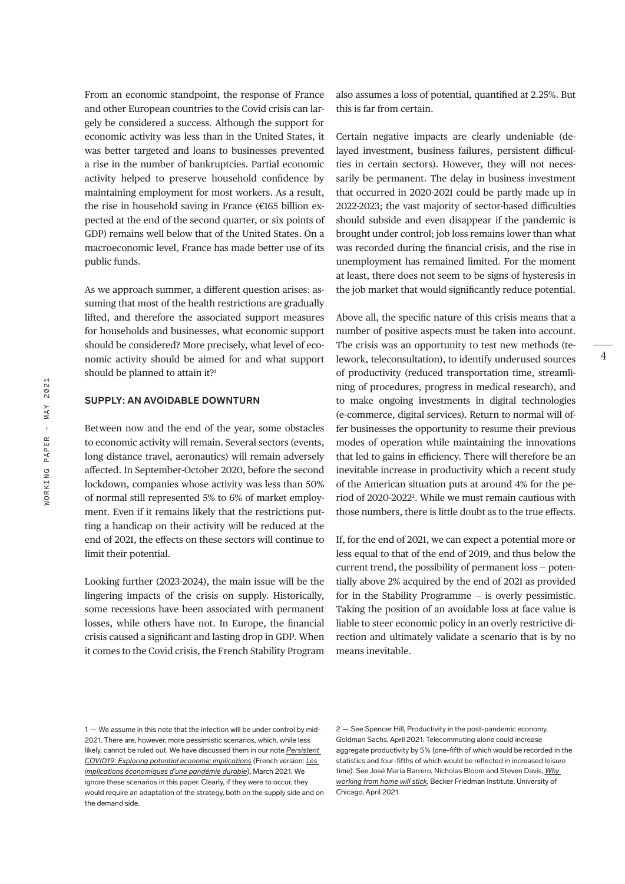From an economic standpoint, the response of France and other European countries to the Covid crisis can largely be considered a success. Although the support for economic activity was less than in the United States, it was better targeted and loans to businesses prevented a rise in the number of bankruptcies. Partial economic activity helped to preserve household confidence by maintaining employment for most workers. As a result, the rise in household saving in France (€165 billion expected at the end of the second quarter, or six points of GDP) remains well below that of the United States. On a macroeconomic level, France has made better use of its public funds.

As we approach summer, a different question arises: assuming that most of the health restrictions are gradually lifted, and therefore the associated support measures for households and businesses, what economic support should be considered? More precisely, what level of economic activity should be aimed for and what support should be planned to attain it?[1]

## SUPPLY: AN AVOIDABLE DOWNTURN

Between now and the end of the year, some obstacles to economic activity will remain. Several sectors (events, long distance travel, aeronautics) will remain adversely affected. In September-October 2020, before the second lockdown, companies whose activity was less than 50% of normal still represented 5% to 6% of market employment. Even if it remains likely that the restrictions putting a handicap on their activity will be reduced at the end of 2021, the effects on these sectors will continue to limit their potential.

Looking further (2023-2024), the main issue will be the lingering impacts of the crisis on supply. Historically, some recessions have been associated with permanent losses, while others have not. In Europe, the financial crisis caused a significant and lasting drop in GDP. When it comes to the Covid crisis, the French Stability Program also assumes a loss of potential, quantified at 2.25%. But this is far from certain.

Certain negative impacts are clearly undeniable (delayed investment, business failures, persistent difficulties in certain sectors). However, they will not necessarily be permanent. The delay in business investment that occurred in 2020-2021 could be partly made up in 2022-2023; the vast majority of sector-based difficulties should subside and even disappear if the pandemic is brought under control; job loss remains lower than what was recorded during the financial crisis, and the rise in unemployment has remained limited. For the moment at least, there does not seem to be signs of hysteresis in the job market that would significantly reduce potential.

Above all, the specific nature of this crisis means that a number of positive aspects must be taken into account. The crisis was an opportunity to test new methods (telework, teleconsultation), to identify underused sources of productivity (reduced transportation time, streamlining of procedures, progress in medical research), and to make ongoing investments in digital technologies (e-commerce, digital services). Return to normal will offer businesses the opportunity to resume their previous modes of operation while maintaining the innovations that led to gains in efficiency. There will therefore be an inevitable increase in productivity which a recent study of the American situation puts at around 4% for the period of 2020-2022[2]. While we must remain cautious with those numbers, there is little doubt as to the true effects.

If, for the end of 2021, we can expect a potential more or less equal to that of the end of 2019, and thus below the current trend, the possibility of permanent loss – potentially above 2% acquired by the end of 2021 as provided for in the Stability Programme – is overly pessimistic. Taking the position of an avoidable loss at face value is liable to steer economic policy in an overly restrictive direction and ultimately validate a scenario that is by no means inevitable.

1 — We assume in this note that the infection will be under control by mid-2021. There are, however, more pessimistic scenarios, which, while less likely, cannot be ruled out. We have discussed them in our note *Persistent COVID19: Exploring potential economic implications* (French version: *Les implications économiques d'une pandémie durable*), March 2021. We ignore these scenarios in this paper. Clearly, if they were to occur, they would require an adaptation of the strategy, both on the supply side and on the demand side.

2 — See Spencer Hill, Productivity in the post-pandemic economy, Goldman Sachs, April 2021. Telecommuting alone could increase aggregate productivity by 5% (one-fifth of which would be recorded in the statistics and four-fifths of which would be reflected in increased leisure time). See José Maria Barrero, Nicholas Bloom and Steven Davis, *Why working from home will stick*, Becker Friedman Institute, University of Chicago, April 2021.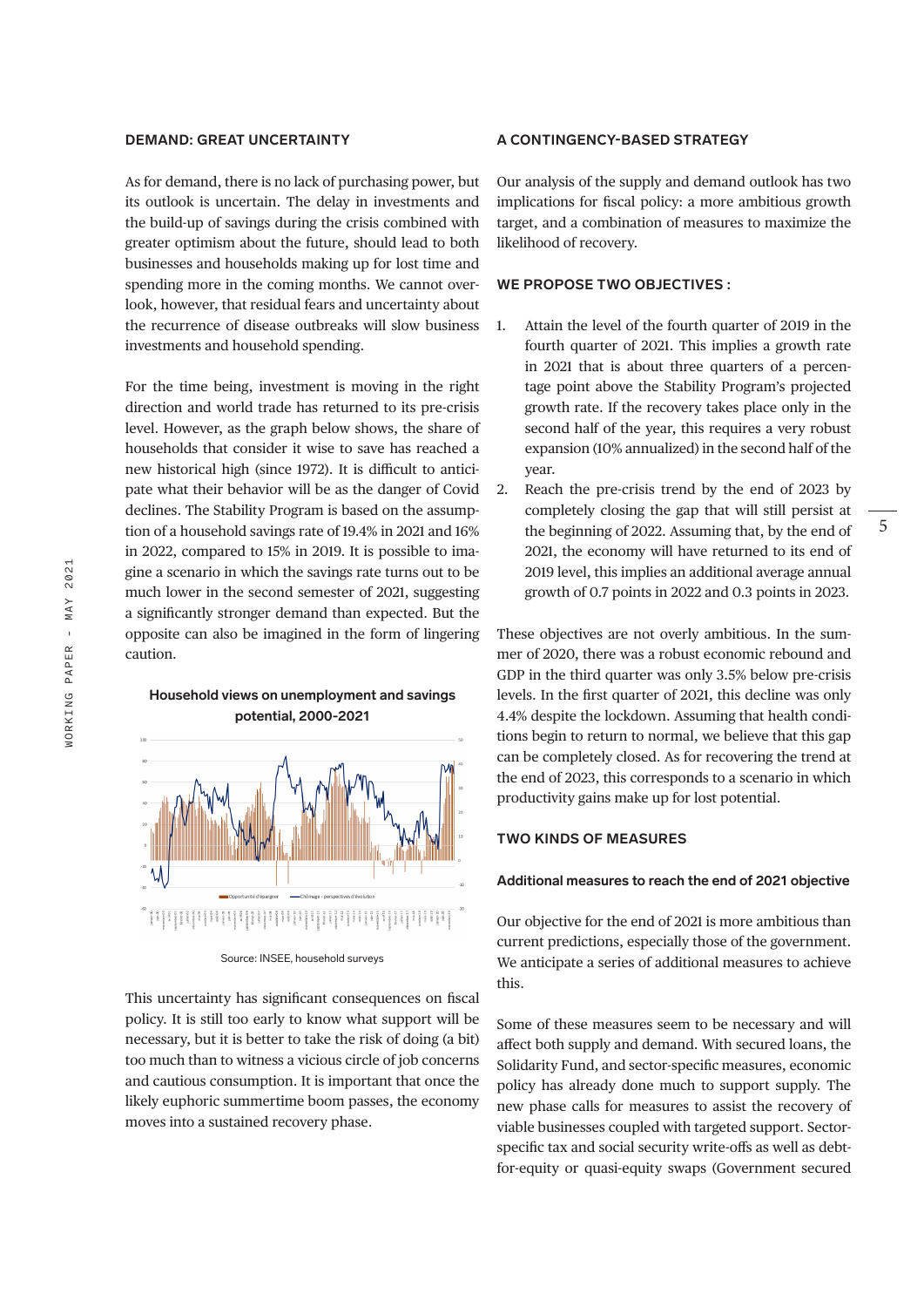## DEMAND: GREAT UNCERTAINTY

As for demand, there is no lack of purchasing power, but its outlook is uncertain. The delay in investments and the build-up of savings during the crisis combined with greater optimism about the future, should lead to both businesses and households making up for lost time and spending more in the coming months. We cannot overlook, however, that residual fears and uncertainty about the recurrence of disease outbreaks will slow business investments and household spending.

For the time being, investment is moving in the right direction and world trade has returned to its pre-crisis level. However, as the graph below shows, the share of households that consider it wise to save has reached a new historical high (since 1972). It is difficult to anticipate what their behavior will be as the danger of Covid declines. The Stability Program is based on the assumption of a household savings rate of 19.4% in 2021 and 16% in 2022, compared to 15% in 2019. It is possible to imagine a scenario in which the savings rate turns out to be much lower in the second semester of 2021, suggesting a significantly stronger demand than expected. But the opposite can also be imagined in the form of lingering caution.

**Household views on unemployment and savings potential, 2000-2021**

Source: INSEE, household surveys

This uncertainty has significant consequences on fiscal policy. It is still too early to know what support will be necessary, but it is better to take the risk of doing (a bit) too much than to witness a vicious circle of job concerns and cautious consumption. It is important that once the likely euphoric summertime boom passes, the economy moves into a sustained recovery phase.

## A CONTINGENCY-BASED STRATEGY

Our analysis of the supply and demand outlook has two implications for fiscal policy: a more ambitious growth target, and a combination of measures to maximize the likelihood of recovery.

### WE PROPOSE TWO OBJECTIVES :

1. Attain the level of the fourth quarter of 2019 in the fourth quarter of 2021. This implies a growth rate in 2021 that is about three quarters of a percentage point above the Stability Program's projected growth rate. If the recovery takes place only in the second half of the year, this requires a very robust expansion (10% annualized) in the second half of the year.
2. Reach the pre-crisis trend by the end of 2023 by completely closing the gap that will still persist at the beginning of 2022. Assuming that, by the end of 2021, the economy will have returned to its end of 2019 level, this implies an additional average annual growth of 0.7 points in 2022 and 0.3 points in 2023.

These objectives are not overly ambitious. In the summer of 2020, there was a robust economic rebound and GDP in the third quarter was only 3.5% below pre-crisis levels. In the first quarter of 2021, this decline was only 4.4% despite the lockdown. Assuming that health conditions begin to return to normal, we believe that this gap can be completely closed. As for recovering the trend at the end of 2023, this corresponds to a scenario in which productivity gains make up for lost potential.

### TWO KINDS OF MEASURES

#### Additional measures to reach the end of 2021 objective

Our objective for the end of 2021 is more ambitious than current predictions, especially those of the government. We anticipate a series of additional measures to achieve this.

Some of these measures seem to be necessary and will affect both supply and demand. With secured loans, the Solidarity Fund, and sector-specific measures, economic policy has already done much to support supply. The new phase calls for measures to assist the recovery of viable businesses coupled with targeted support. Sector-specific tax and social security write-offs as well as debt-for-equity or quasi-equity swaps (Government secured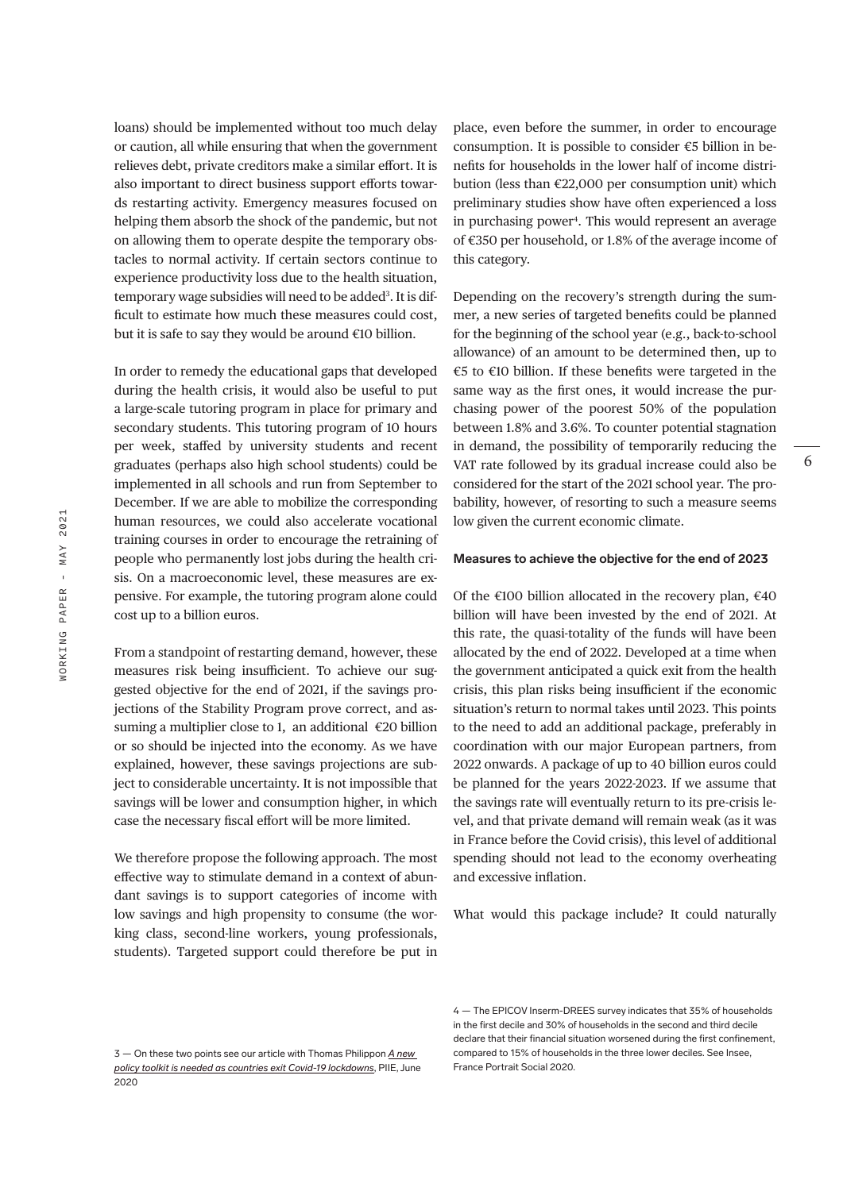loans) should be implemented without too much delay or caution, all while ensuring that when the government relieves debt, private creditors make a similar effort. It is also important to direct business support efforts towards restarting activity. Emergency measures focused on helping them absorb the shock of the pandemic, but not on allowing them to operate despite the temporary obstacles to normal activity. If certain sectors continue to experience productivity loss due to the health situation, temporary wage subsidies will need to be added[3]. It is difficult to estimate how much these measures could cost, but it is safe to say they would be around €10 billion.

In order to remedy the educational gaps that developed during the health crisis, it would also be useful to put a large-scale tutoring program in place for primary and secondary students. This tutoring program of 10 hours per week, staffed by university students and recent graduates (perhaps also high school students) could be implemented in all schools and run from September to December. If we are able to mobilize the corresponding human resources, we could also accelerate vocational training courses in order to encourage the retraining of people who permanently lost jobs during the health crisis. On a macroeconomic level, these measures are expensive. For example, the tutoring program alone could cost up to a billion euros.

From a standpoint of restarting demand, however, these measures risk being insufficient. To achieve our suggested objective for the end of 2021, if the savings projections of the Stability Program prove correct, and assuming a multiplier close to 1, an additional €20 billion or so should be injected into the economy. As we have explained, however, these savings projections are subject to considerable uncertainty. It is not impossible that savings will be lower and consumption higher, in which case the necessary fiscal effort will be more limited.

We therefore propose the following approach. The most effective way to stimulate demand in a context of abundant savings is to support categories of income with low savings and high propensity to consume (the working class, second-line workers, young professionals, students). Targeted support could therefore be put in place, even before the summer, in order to encourage consumption. It is possible to consider €5 billion in benefits for households in the lower half of income distribution (less than €22,000 per consumption unit) which preliminary studies show have often experienced a loss in purchasing power[4]. This would represent an average of €350 per household, or 1.8% of the average income of this category.

Depending on the recovery's strength during the summer, a new series of targeted benefits could be planned for the beginning of the school year (e.g., back-to-school allowance) of an amount to be determined then, up to €5 to €10 billion. If these benefits were targeted in the same way as the first ones, it would increase the purchasing power of the poorest 50% of the population between 1.8% and 3.6%. To counter potential stagnation in demand, the possibility of temporarily reducing the VAT rate followed by its gradual increase could also be considered for the start of the 2021 school year. The probability, however, of resorting to such a measure seems low given the current economic climate.

**Measures to achieve the objective for the end of 2023**

Of the €100 billion allocated in the recovery plan, €40 billion will have been invested by the end of 2021. At this rate, the quasi-totality of the funds will have been allocated by the end of 2022. Developed at a time when the government anticipated a quick exit from the health crisis, this plan risks being insufficient if the economic situation's return to normal takes until 2023. This points to the need to add an additional package, preferably in coordination with our major European partners, from 2022 onwards. A package of up to 40 billion euros could be planned for the years 2022-2023. If we assume that the savings rate will eventually return to its pre-crisis level, and that private demand will remain weak (as it was in France before the Covid crisis), this level of additional spending should not lead to the economy overheating and excessive inflation.

What would this package include? It could naturally

3 — On these two points see our article with Thomas Philippon *A new policy toolkit is needed as countries exit Covid-19 lockdowns*, PIIE, June 2020

4 — The EPICOV Inserm-DREES survey indicates that 35% of households in the first decile and 30% of households in the second and third decile declare that their financial situation worsened during the first confinement, compared to 15% of households in the three lower deciles. See Insee, France Portrait Social 2020.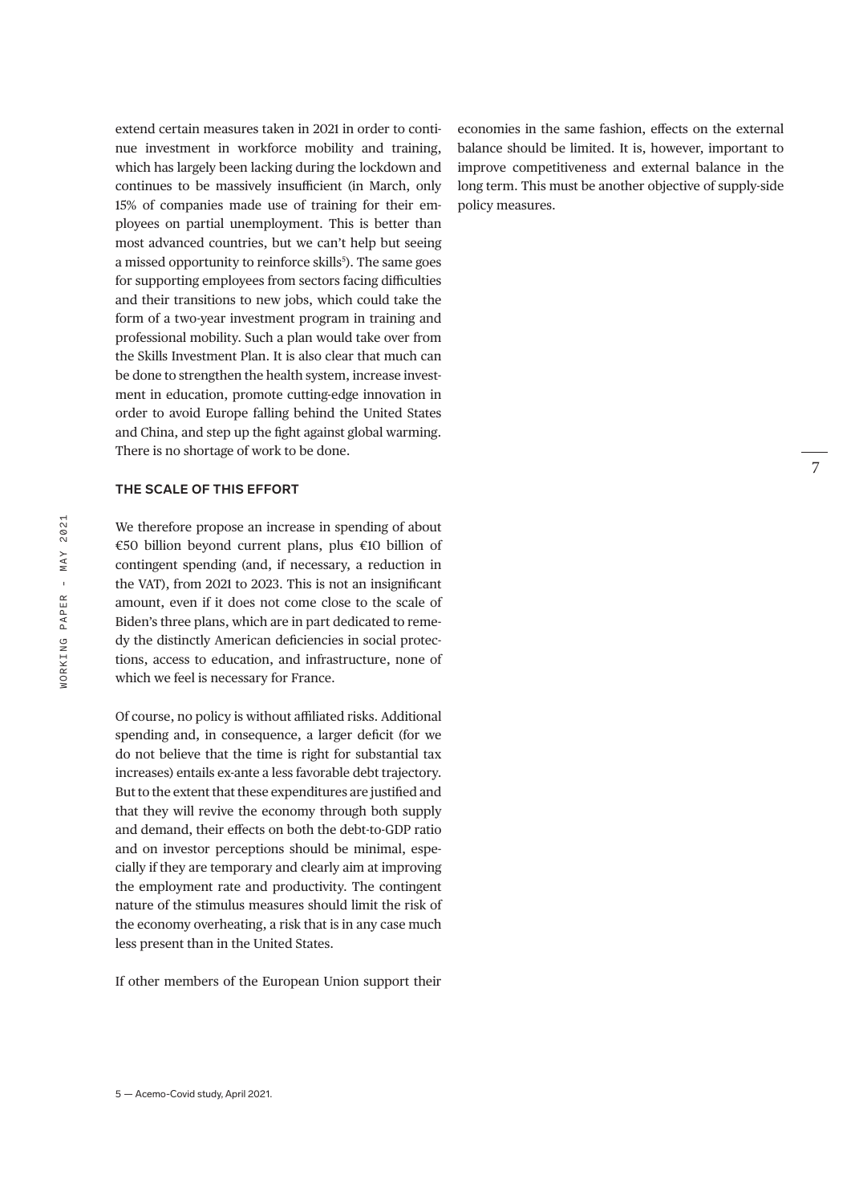extend certain measures taken in 2021 in order to continue investment in workforce mobility and training, which has largely been lacking during the lockdown and continues to be massively insufficient (in March, only 15% of companies made use of training for their employees on partial unemployment. This is better than most advanced countries, but we can't help but seeing a missed opportunity to reinforce skills[5]). The same goes for supporting employees from sectors facing difficulties and their transitions to new jobs, which could take the form of a two-year investment program in training and professional mobility. Such a plan would take over from the Skills Investment Plan. It is also clear that much can be done to strengthen the health system, increase investment in education, promote cutting-edge innovation in order to avoid Europe falling behind the United States and China, and step up the fight against global warming. There is no shortage of work to be done.

### THE SCALE OF THIS EFFORT

We therefore propose an increase in spending of about €50 billion beyond current plans, plus €10 billion of contingent spending (and, if necessary, a reduction in the VAT), from 2021 to 2023. This is not an insignificant amount, even if it does not come close to the scale of Biden's three plans, which are in part dedicated to remedy the distinctly American deficiencies in social protections, access to education, and infrastructure, none of which we feel is necessary for France.

Of course, no policy is without affiliated risks. Additional spending and, in consequence, a larger deficit (for we do not believe that the time is right for substantial tax increases) entails ex-ante a less favorable debt trajectory. But to the extent that these expenditures are justified and that they will revive the economy through both supply and demand, their effects on both the debt-to-GDP ratio and on investor perceptions should be minimal, especially if they are temporary and clearly aim at improving the employment rate and productivity. The contingent nature of the stimulus measures should limit the risk of the economy overheating, a risk that is in any case much less present than in the United States.

If other members of the European Union support their economies in the same fashion, effects on the external balance should be limited. It is, however, important to improve competitiveness and external balance in the long term. This must be another objective of supply-side policy measures.

5 — Acemo-Covid study, April 2021.